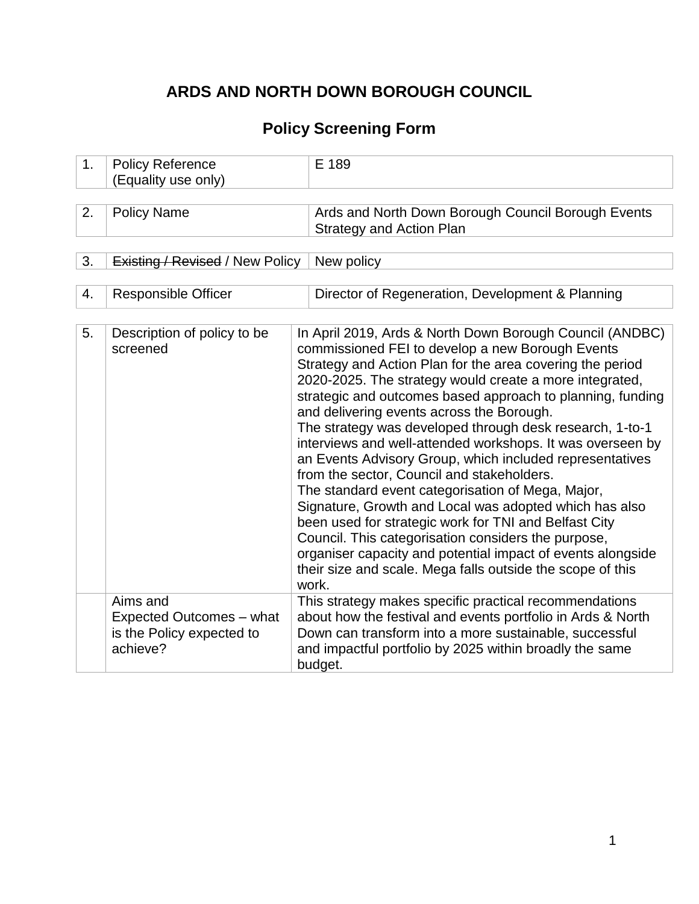# ARDS AND NORTH DOWN BOROUGH COUNCIL

## Policy Screening Form

| 1. | Policy Reference (Equality use only) | E 189 |
|---|---|---|

| 2. | Policy Name | Ards and North Down Borough Council Borough Events Strategy and Action Plan |
|---|---|---|

| 3. | ~~Existing / Revised~~ / New Policy | New policy |
|---|---|---|

| 4. | Responsible Officer | Director of Regeneration, Development & Planning |
|---|---|---|

| 5. | Description of policy to be screened | In April 2019, Ards & North Down Borough Council (ANDBC) commissioned FEI to develop a new Borough Events Strategy and Action Plan for the area covering the period 2020-2025. The strategy would create a more integrated, strategic and outcomes based approach to planning, funding and delivering events across the Borough.<br>The strategy was developed through desk research, 1-to-1 interviews and well-attended workshops. It was overseen by an Events Advisory Group, which included representatives from the sector, Council and stakeholders.<br>The standard event categorisation of Mega, Major, Signature, Growth and Local was adopted which has also been used for strategic work for TNI and Belfast City Council. This categorisation considers the purpose, organiser capacity and potential impact of events alongside their size and scale. Mega falls outside the scope of this work. |
|---|---|---|
| | Aims and Expected Outcomes – what is the Policy expected to achieve? | This strategy makes specific practical recommendations about how the festival and events portfolio in Ards & North Down can transform into a more sustainable, successful and impactful portfolio by 2025 within broadly the same budget. |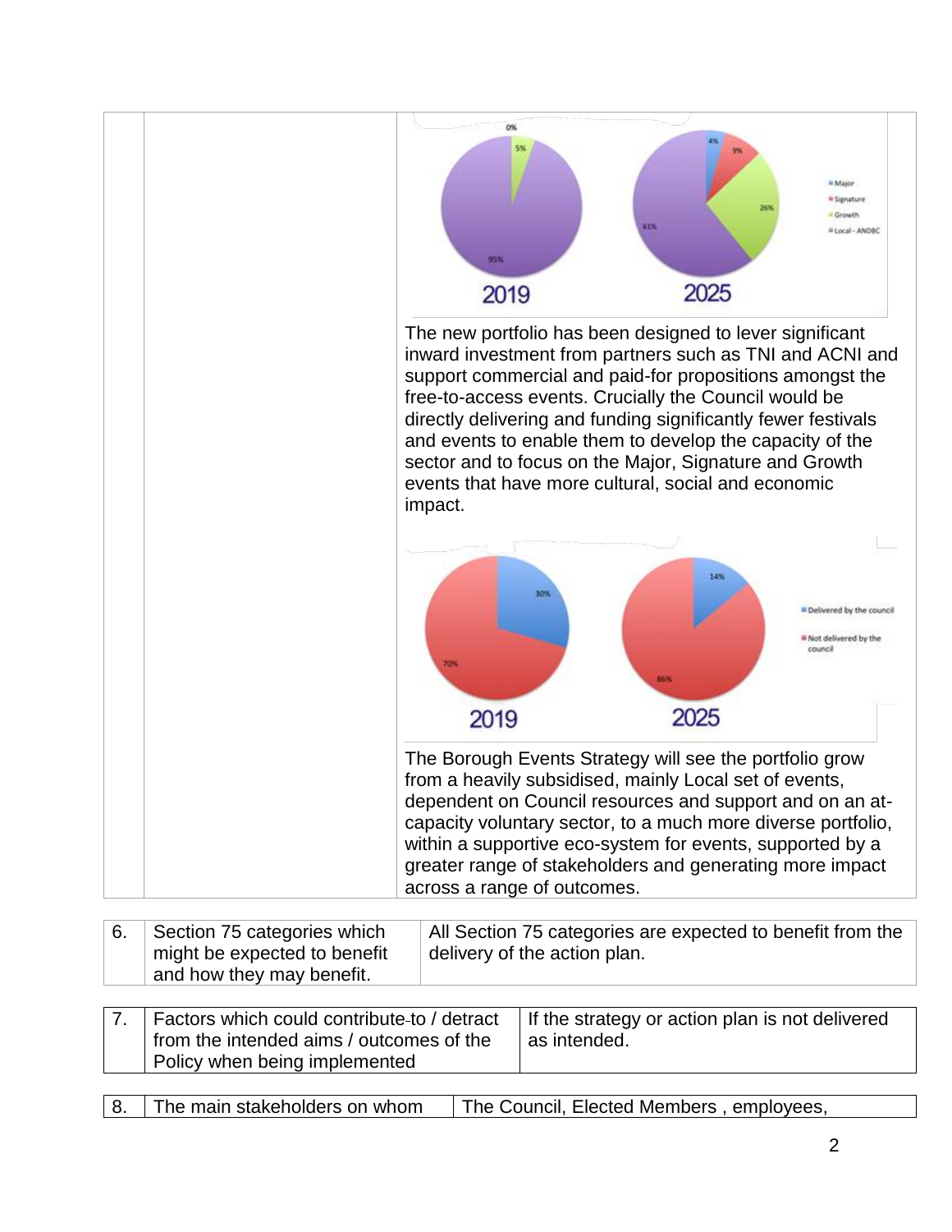| | | 2019: 0%, 5%, 95% — 2025: 4%, 9%, 26%, 61% (Major, Signature, Growth, Local - ANDBC) |
|---|---|---|
| | | The new portfolio has been designed to lever significant inward investment from partners such as TNI and ACNI and support commercial and paid-for propositions amongst the free-to-access events. Crucially the Council would be directly delivering and funding significantly fewer festivals and events to enable them to develop the capacity of the sector and to focus on the Major, Signature and Growth events that have more cultural, social and economic impact. |
| | | 2019: 30%, 70% — 2025: 14%, 86% (Delivered by the council, Not delivered by the council) |
| | | The Borough Events Strategy will see the portfolio grow from a heavily subsidised, mainly Local set of events, dependent on Council resources and support and on an at-capacity voluntary sector, to a much more diverse portfolio, within a supportive eco-system for events, supported by a greater range of stakeholders and generating more impact across a range of outcomes. |

| 6. | Section 75 categories which might be expected to benefit and how they may benefit. | All Section 75 categories are expected to benefit from the delivery of the action plan. |
|---|---|---|

| 7. | Factors which could contribute to / detract from the intended aims / outcomes of the Policy when being implemented | If the strategy or action plan is not delivered as intended. |
|---|---|---|

| 8. | The main stakeholders on whom | The Council, Elected Members , employees, |
|---|---|---|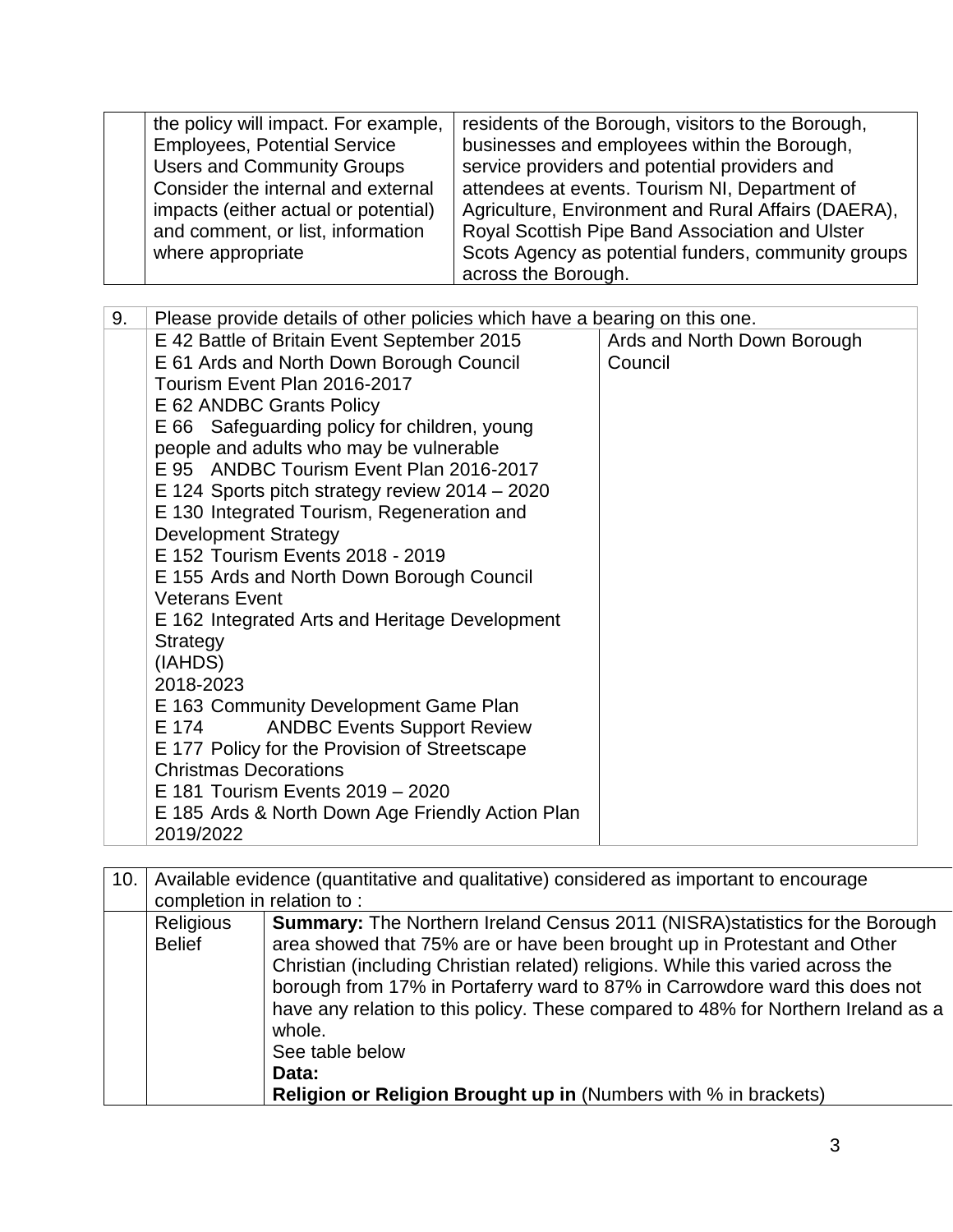| | | |
|---|---|---|
| | the policy will impact. For example, Employees, Potential Service Users and Community Groups Consider the internal and external impacts (either actual or potential) and comment, or list, information where appropriate | residents of the Borough, visitors to the Borough, businesses and employees within the Borough, service providers and potential providers and attendees at events. Tourism NI, Department of Agriculture, Environment and Rural Affairs (DAERA), Royal Scottish Pipe Band Association and Ulster Scots Agency as potential funders, community groups across the Borough. |

| 9. | Please provide details of other policies which have a bearing on this one. | |
|---|---|---|
| | E 42 Battle of Britain Event September 2015<br>E 61 Ards and North Down Borough Council Tourism Event Plan 2016-2017<br>E 62 ANDBC Grants Policy<br>E 66 Safeguarding policy for children, young people and adults who may be vulnerable<br>E 95 ANDBC Tourism Event Plan 2016-2017<br>E 124 Sports pitch strategy review 2014 – 2020<br>E 130 Integrated Tourism, Regeneration and Development Strategy<br>E 152 Tourism Events 2018 - 2019<br>E 155 Ards and North Down Borough Council Veterans Event<br>E 162 Integrated Arts and Heritage Development Strategy (IAHDS) 2018-2023<br>E 163 Community Development Game Plan<br>E 174 ANDBC Events Support Review<br>E 177 Policy for the Provision of Streetscape Christmas Decorations<br>E 181 Tourism Events 2019 – 2020<br>E 185 Ards & North Down Age Friendly Action Plan 2019/2022 | Ards and North Down Borough Council |

| 10. | Available evidence (quantitative and qualitative) considered as important to encourage completion in relation to : | |
|---|---|---|
| | Religious Belief | **Summary:** The Northern Ireland Census 2011 (NISRA)statistics for the Borough area showed that 75% are or have been brought up in Protestant and Other Christian (including Christian related) religions. While this varied across the borough from 17% in Portaferry ward to 87% in Carrowdore ward this does not have any relation to this policy. These compared to 48% for Northern Ireland as a whole.<br>See table below<br>**Data:**<br>**Religion or Religion Brought up in** (Numbers with % in brackets) |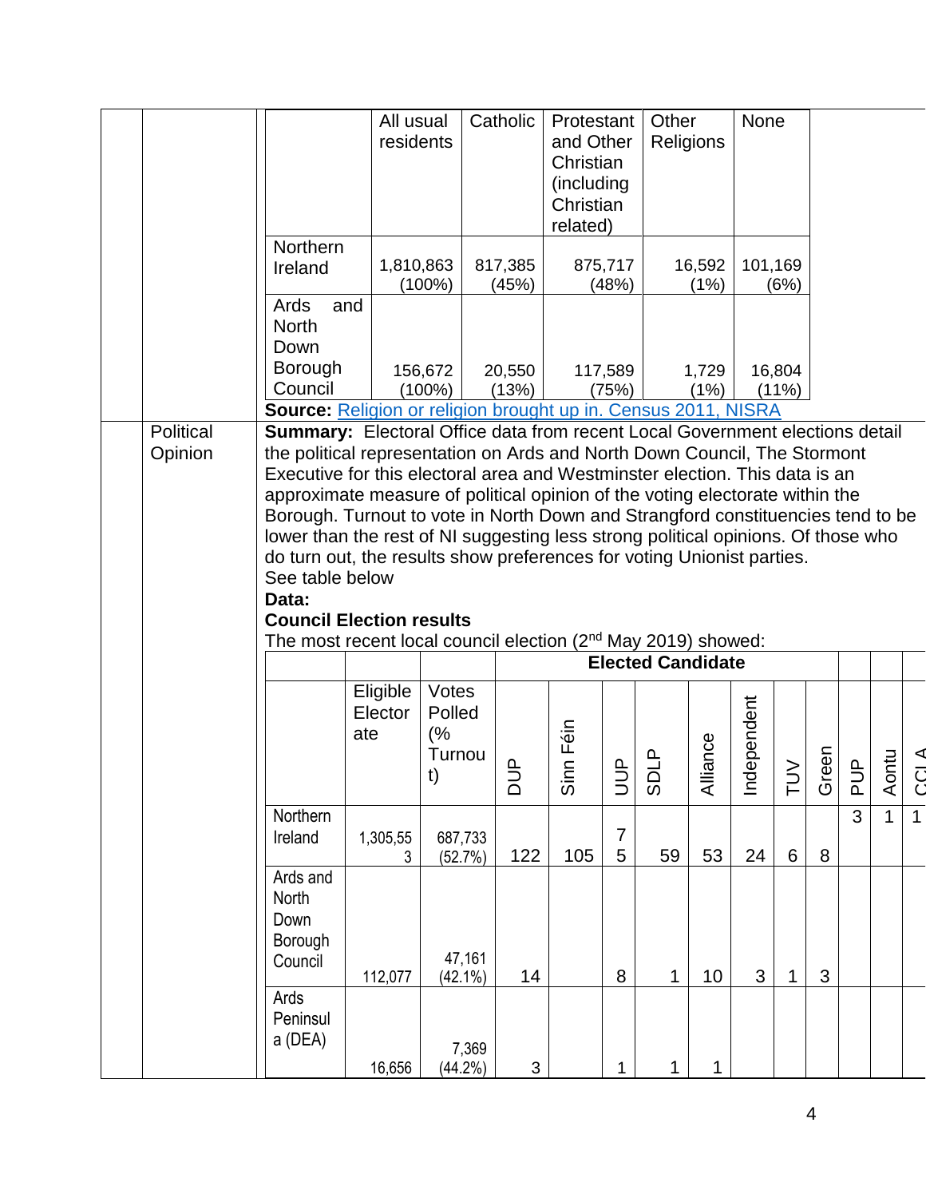| | All usual residents | Catholic | Protestant and Other Christian (including Christian related) | Other Religions | None |
|---|---|---|---|---|---|
| Northern Ireland | 1,810,863 (100%) | 817,385 (45%) | 875,717 (48%) | 16,592 (1%) | 101,169 (6%) |
| Ards and North Down Borough Council | 156,672 (100%) | 20,550 (13%) | 117,589 (75%) | 1,729 (1%) | 16,804 (11%) |

**Source:** Religion or religion brought up in. Census 2011, NISRA

**Political Opinion**

**Summary:** Electoral Office data from recent Local Government elections detail the political representation on Ards and North Down Council, The Stormont Executive for this electoral area and Westminster election. This data is an approximate measure of political opinion of the voting electorate within the Borough. Turnout to vote in North Down and Strangford constituencies tend to be lower than the rest of NI suggesting less strong political opinions. Of those who do turn out, the results show preferences for voting Unionist parties.

See table below

**Data:**

**Council Election results**

The most recent local council election (2nd May 2019) showed:

| | | | Elected Candidate | | | | | | | | | | | |
|---|---|---|---|---|---|---|---|---|---|---|---|---|---|---|
| | Eligible Electorate | Votes Polled (% Turnout) | DUP | Sinn Féin | UUP | SDLP | Alliance | Independent | TUV | Green | PUP | Aontu | CCLA |
| Northern Ireland | 1,305,553 | 687,733 (52.7%) | 122 | 105 | 75 | 59 | 53 | 24 | 6 | 8 | 3 | 1 | 1 |
| Ards and North Down Borough Council | 112,077 | 47,161 (42.1%) | 14 | | 8 | 1 | 10 | 3 | 1 | 3 | | | |
| Ards Peninsula (DEA) | 16,656 | 7,369 (44.2%) | 3 | | 1 | 1 | 1 | | | | | | |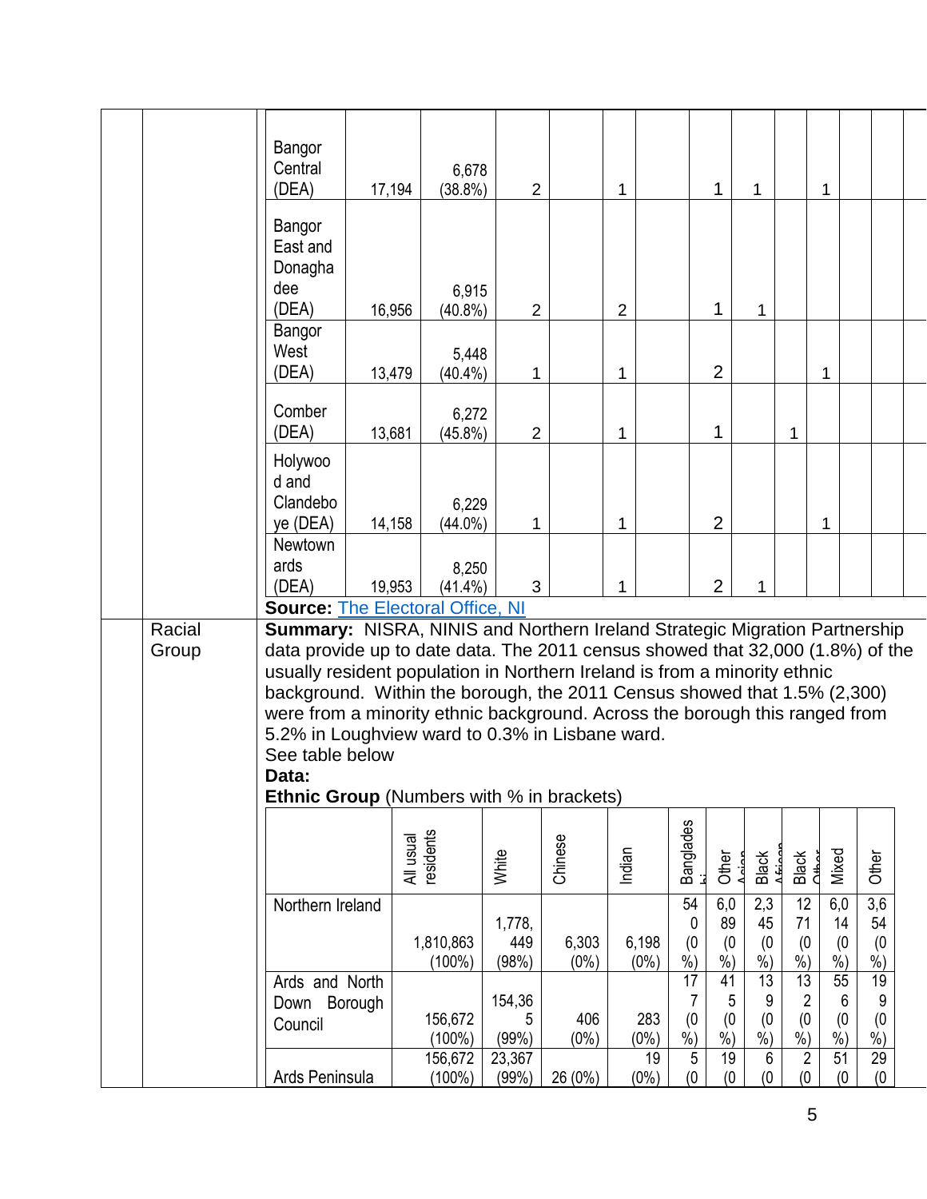| | | | | | | | | | | | | | |
|---|---|---|---|---|---|---|---|---|---|---|---|---|---|
| Bangor Central (DEA) | 17,194 | 6,678 (38.8%) | 2 | | 1 | | 1 | 1 | | 1 | | | |
| Bangor East and Donaghadee (DEA) | 16,956 | 6,915 (40.8%) | 2 | | 2 | | 1 | 1 | | | | | |
| Bangor West (DEA) | 13,479 | 5,448 (40.4%) | 1 | | 1 | | 2 | | | 1 | | | |
| Comber (DEA) | 13,681 | 6,272 (45.8%) | 2 | | 1 | | 1 | | 1 | | | | |
| Holywood and Clandeboye (DEA) | 14,158 | 6,229 (44.0%) | 1 | | 1 | | 2 | | | 1 | | | |
| Newtownards (DEA) | 19,953 | 8,250 (41.4%) | 3 | | 1 | | 2 | 1 | | | | | |

**Source:** [The Electoral Office, NI]()

**Racial Group**

**Summary:** NISRA, NINIS and Northern Ireland Strategic Migration Partnership data provide up to date data. The 2011 census showed that 32,000 (1.8%) of the usually resident population in Northern Ireland is from a minority ethnic background. Within the borough, the 2011 Census showed that 1.5% (2,300) were from a minority ethnic background. Across the borough this ranged from 5.2% in Loughview ward to 0.3% in Lisbane ward.

See table below

**Data:**

**Ethnic Group** (Numbers with % in brackets)

| | All usual residents | White | Chinese | Indian | Bangladeshi | Other Asian | Black African | Black Other | Mixed | Other |
|---|---|---|---|---|---|---|---|---|---|---|
| Northern Ireland | 1,810,863 (100%) | 1,778,449 (98%) | 6,303 (0%) | 6,198 (0%) | 540 (0%) | 6,089 (0%) | 2,345 (0%) | 1271 (0%) | 6,014 (0%) | 3,654 (0%) |
| Ards and North Down Borough Council | 156,672 (100%) | 154,365 (99%) | 406 (0%) | 283 (0%) | 177 (0%) | 415 (0%) | 139 (0%) | 132 (0%) | 556 (0%) | 199 (0%) |
| Ards Peninsula | 156,672 (100%) | 23,367 (99%) | 26 (0%) | 19 (0%) | 5 (0 | 19 (0 | 6 (0 | 2 (0 | 51 (0 | 29 (0 |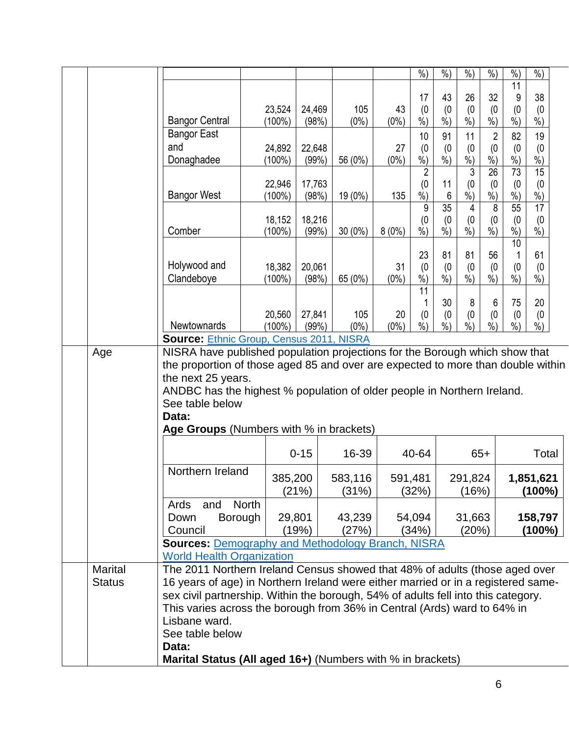| | | | | | %) | %) | %) | %) | %) | %) |
|---|---|---|---|---|---|---|---|---|---|---|
| Bangor Central | 23,524 (100%) | 24,469 (98%) | 105 (0%) | 43 (0%) | 17 (0%) | 43 (0%) | 26 (0%) | 32 (0%) | 119 (0%) | 38 (0%) |
| Bangor East and Donaghadee | 24,892 (100%) | 22,648 (99%) | 56 (0%) | 27 (0%) | 10 (0%) | 91 (0%) | 11 (0%) | 2 (0%) | 82 (0%) | 19 (0%) |
| Bangor West | 22,946 (100%) | 17,763 (98%) | 19 (0%) | 135 | 2 (0%) | 116 | 3 (0%) | 26 (0%) | 73 (0%) | 15 (0%) |
| Comber | 18,152 (100%) | 18,216 (99%) | 30 (0%) | 8 (0%) | 9 (0%) | 35 (0%) | 4 (0%) | 8 (0%) | 55 (0%) | 17 (0%) |
| Holywood and Clandeboye | 18,382 (100%) | 20,061 (98%) | 65 (0%) | 31 (0%) | 23 (0%) | 81 (0%) | 81 (0%) | 56 (0%) | 101 (0%) | 61 (0%) |
| Newtownards | 20,560 (100%) | 27,841 (99%) | 105 (0%) | 20 (0%) | 111 (0%) | 30 (0%) | 8 (0%) | 6 (0%) | 75 (0%) | 20 (0%) |

**Source:** Ethnic Group, Census 2011, NISRA

**Age**

NISRA have published population projections for the Borough which show that the proportion of those aged 85 and over are expected to more than double within the next 25 years.

ANDBC has the highest % population of older people in Northern Ireland.

See table below

**Data:**

**Age Groups** (Numbers with % in brackets)

| | 0-15 | 16-39 | 40-64 | 65+ | Total |
|---|---|---|---|---|---|
| Northern Ireland | 385,200 (21%) | 583,116 (31%) | 591,481 (32%) | 291,824 (16%) | **1,851,621 (100%)** |
| Ards and North Down Borough Council | 29,801 (19%) | 43,239 (27%) | 54,094 (34%) | 31,663 (20%) | **158,797 (100%)** |

**Sources:** Demography and Methodology Branch, NISRA
World Health Organization

**Marital Status**

The 2011 Northern Ireland Census showed that 48% of adults (those aged over 16 years of age) in Northern Ireland were either married or in a registered same-sex civil partnership. Within the borough, 54% of adults fell into this category. This varies across the borough from 36% in Central (Ards) ward to 64% in Lisbane ward.

See table below

**Data:**

**Marital Status (All aged 16+)** (Numbers with % in brackets)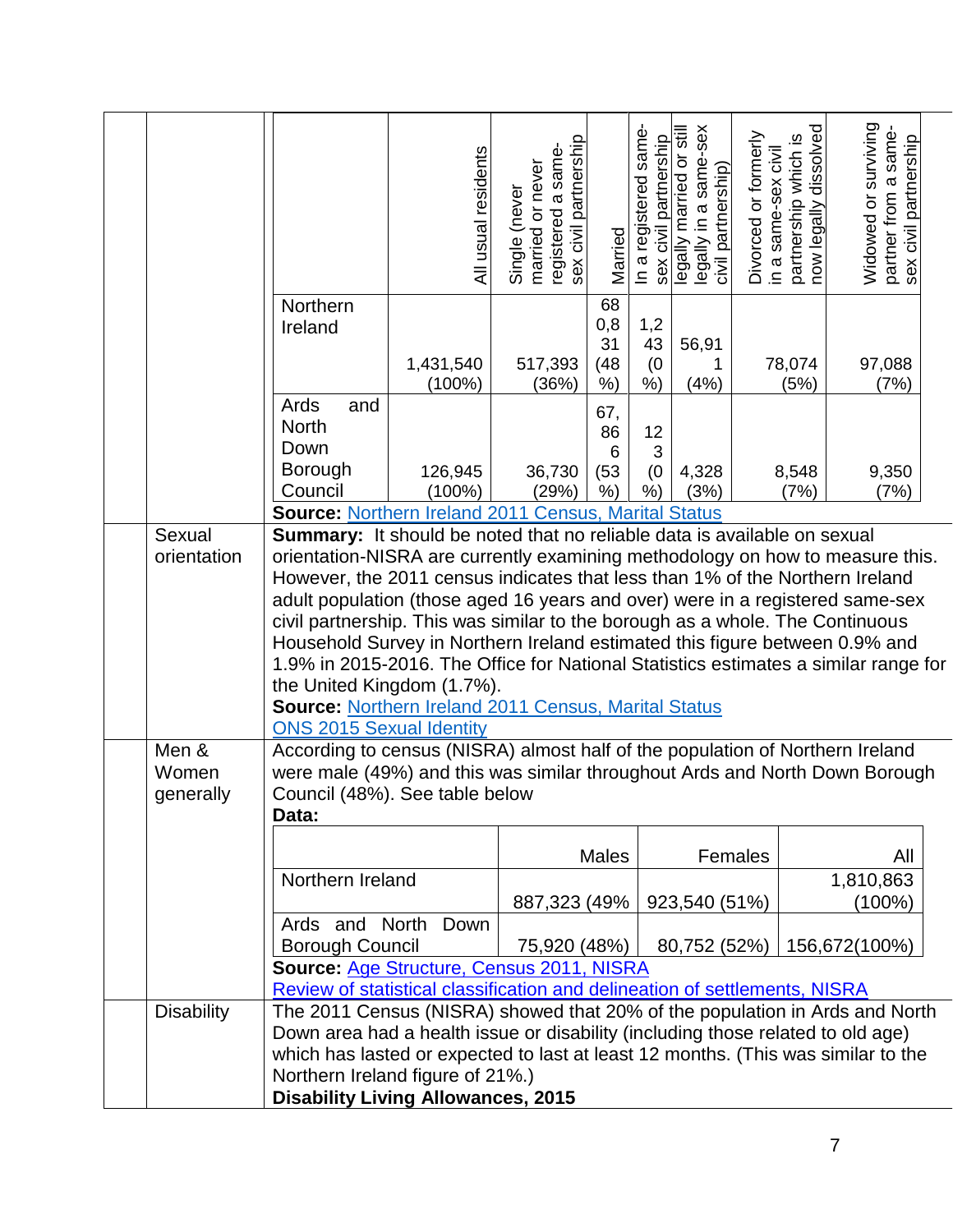| | All usual residents | Single (never married or never registered a same-sex civil partnership | Married | In a registered same-sex civil partnership | legally married or still legally in a same-sex civil partnership) | Divorced or formerly in a same-sex civil partnership which is now legally dissolved | Widowed or surviving partner from a same-sex civil partnership |
|---|---|---|---|---|---|---|---|
| Northern Ireland | 1,431,540 (100%) | 517,393 (36%) | 680,831 (48%) | 1,243 (0%) | 56,911 (4%) | 78,074 (5%) | 97,088 (7%) |
| Ards and North Down Borough Council | 126,945 (100%) | 36,730 (29%) | 67,866 (53%) | 123 (0%) | 4,328 (3%) | 8,548 (7%) | 9,350 (7%) |

**Source:** Northern Ireland 2011 Census, Marital Status

**Sexual orientation**

**Summary:** It should be noted that no reliable data is available on sexual orientation-NISRA are currently examining methodology on how to measure this. However, the 2011 census indicates that less than 1% of the Northern Ireland adult population (those aged 16 years and over) were in a registered same-sex civil partnership. This was similar to the borough as a whole. The Continuous Household Survey in Northern Ireland estimated this figure between 0.9% and 1.9% in 2015-2016. The Office for National Statistics estimates a similar range for the United Kingdom (1.7%).

**Source:** Northern Ireland 2011 Census, Marital Status
ONS 2015 Sexual Identity

**Men & Women generally**

According to census (NISRA) almost half of the population of Northern Ireland were male (49%) and this was similar throughout Ards and North Down Borough Council (48%). See table below

**Data:**

| | Males | Females | All |
|---|---|---|---|
| Northern Ireland | 887,323 (49% | 923,540 (51%) | 1,810,863 (100%) |
| Ards and North Down Borough Council | 75,920 (48%) | 80,752 (52%) | 156,672(100%) |

**Source:** Age Structure, Census 2011, NISRA
Review of statistical classification and delineation of settlements, NISRA

**Disability**

The 2011 Census (NISRA) showed that 20% of the population in Ards and North Down area had a health issue or disability (including those related to old age) which has lasted or expected to last at least 12 months. (This was similar to the Northern Ireland figure of 21%.)

**Disability Living Allowances, 2015**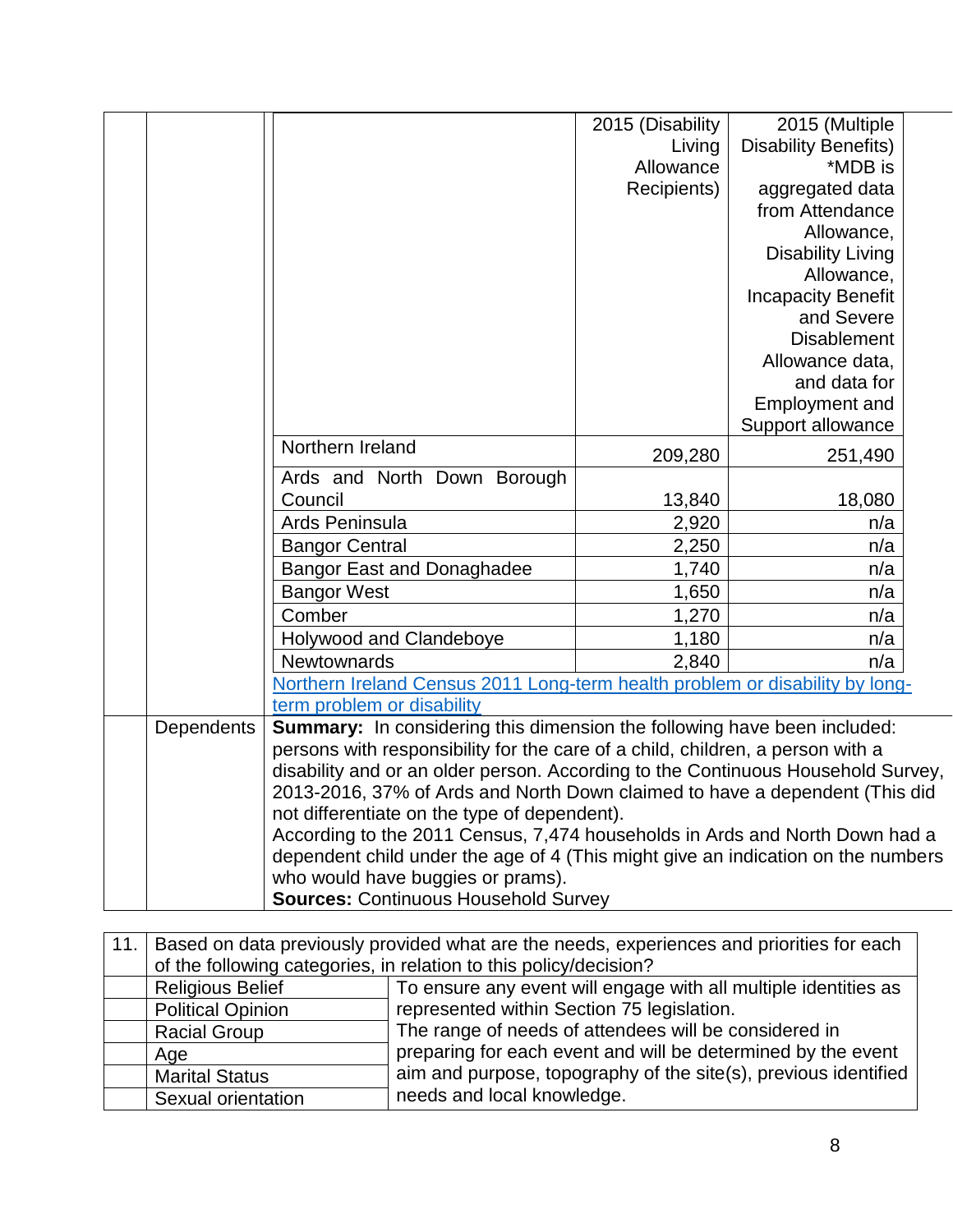| | 2015 (Disability Living Allowance Recipients) | 2015 (Multiple Disability Benefits) *MDB is aggregated data from Attendance Allowance, Disability Living Allowance, Incapacity Benefit and Severe Disablement Allowance data, and data for Employment and Support allowance |
|---|---|---|
| Northern Ireland | 209,280 | 251,490 |
| Ards and North Down Borough Council | 13,840 | 18,080 |
| Ards Peninsula | 2,920 | n/a |
| Bangor Central | 2,250 | n/a |
| Bangor East and Donaghadee | 1,740 | n/a |
| Bangor West | 1,650 | n/a |
| Comber | 1,270 | n/a |
| Holywood and Clandeboye | 1,180 | n/a |
| Newtownards | 2,840 | n/a |

Northern Ireland Census 2011 Long-term health problem or disability by long-term problem or disability

**Dependents**

**Summary:** In considering this dimension the following have been included: persons with responsibility for the care of a child, children, a person with a disability and or an older person. According to the Continuous Household Survey, 2013-2016, 37% of Ards and North Down claimed to have a dependent (This did not differentiate on the type of dependent).
According to the 2011 Census, 7,474 households in Ards and North Down had a dependent child under the age of 4 (This might give an indication on the numbers who would have buggies or prams).
**Sources:** Continuous Household Survey

| 11. | Based on data previously provided what are the needs, experiences and priorities for each of the following categories, in relation to this policy/decision? | |
|---|---|---|
| | Religious Belief | To ensure any event will engage with all multiple identities as represented within Section 75 legislation. The range of needs of attendees will be considered in preparing for each event and will be determined by the event aim and purpose, topography of the site(s), previous identified needs and local knowledge. |
| | Political Opinion | |
| | Racial Group | |
| | Age | |
| | Marital Status | |
| | Sexual orientation | |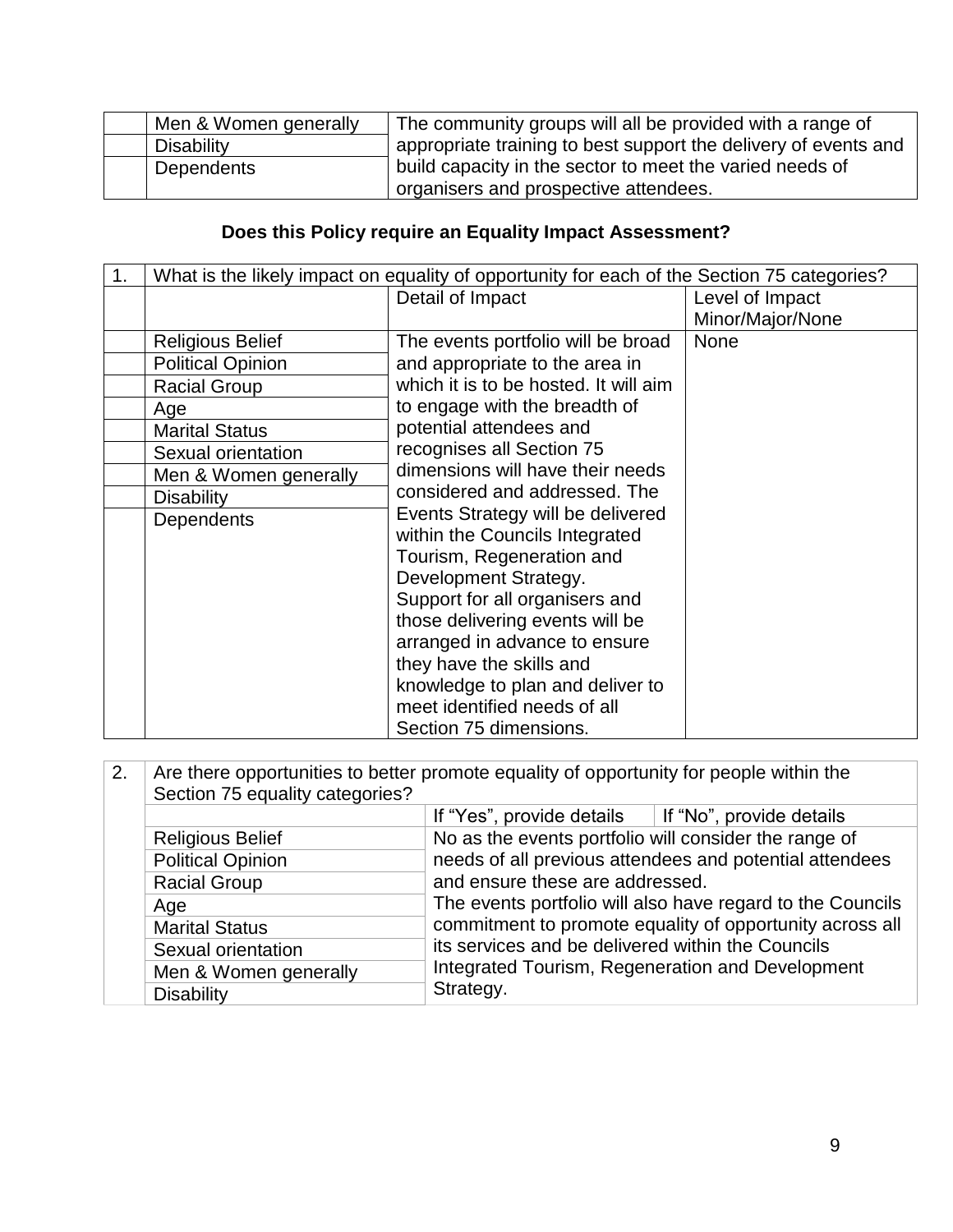| | | |
|---|---|---|
| | Men & Women generally | The community groups will all be provided with a range of appropriate training to best support the delivery of events and build capacity in the sector to meet the varied needs of organisers and prospective attendees. |
| | Disability | |
| | Dependents | |

**Does this Policy require an Equality Impact Assessment?**

| 1. | What is the likely impact on equality of opportunity for each of the Section 75 categories? | | |
|---|---|---|---|
| | | Detail of Impact | Level of Impact Minor/Major/None |
| | Religious Belief | The events portfolio will be broad and appropriate to the area in which it is to be hosted. It will aim to engage with the breadth of potential attendees and recognises all Section 75 dimensions will have their needs considered and addressed. The Events Strategy will be delivered within the Councils Integrated Tourism, Regeneration and Development Strategy. Support for all organisers and those delivering events will be arranged in advance to ensure they have the skills and knowledge to plan and deliver to meet identified needs of all Section 75 dimensions. | None |
| | Political Opinion | | |
| | Racial Group | | |
| | Age | | |
| | Marital Status | | |
| | Sexual orientation | | |
| | Men & Women generally | | |
| | Disability | | |
| | Dependents | | |

| 2. | Are there opportunities to better promote equality of opportunity for people within the Section 75 equality categories? | | |
|---|---|---|---|
| | | If "Yes", provide details | If "No", provide details |
| | Religious Belief | No as the events portfolio will consider the range of needs of all previous attendees and potential attendees and ensure these are addressed. The events portfolio will also have regard to the Councils commitment to promote equality of opportunity across all its services and be delivered within the Councils Integrated Tourism, Regeneration and Development Strategy. | |
| | Political Opinion | | |
| | Racial Group | | |
| | Age | | |
| | Marital Status | | |
| | Sexual orientation | | |
| | Men & Women generally | | |
| | Disability | | |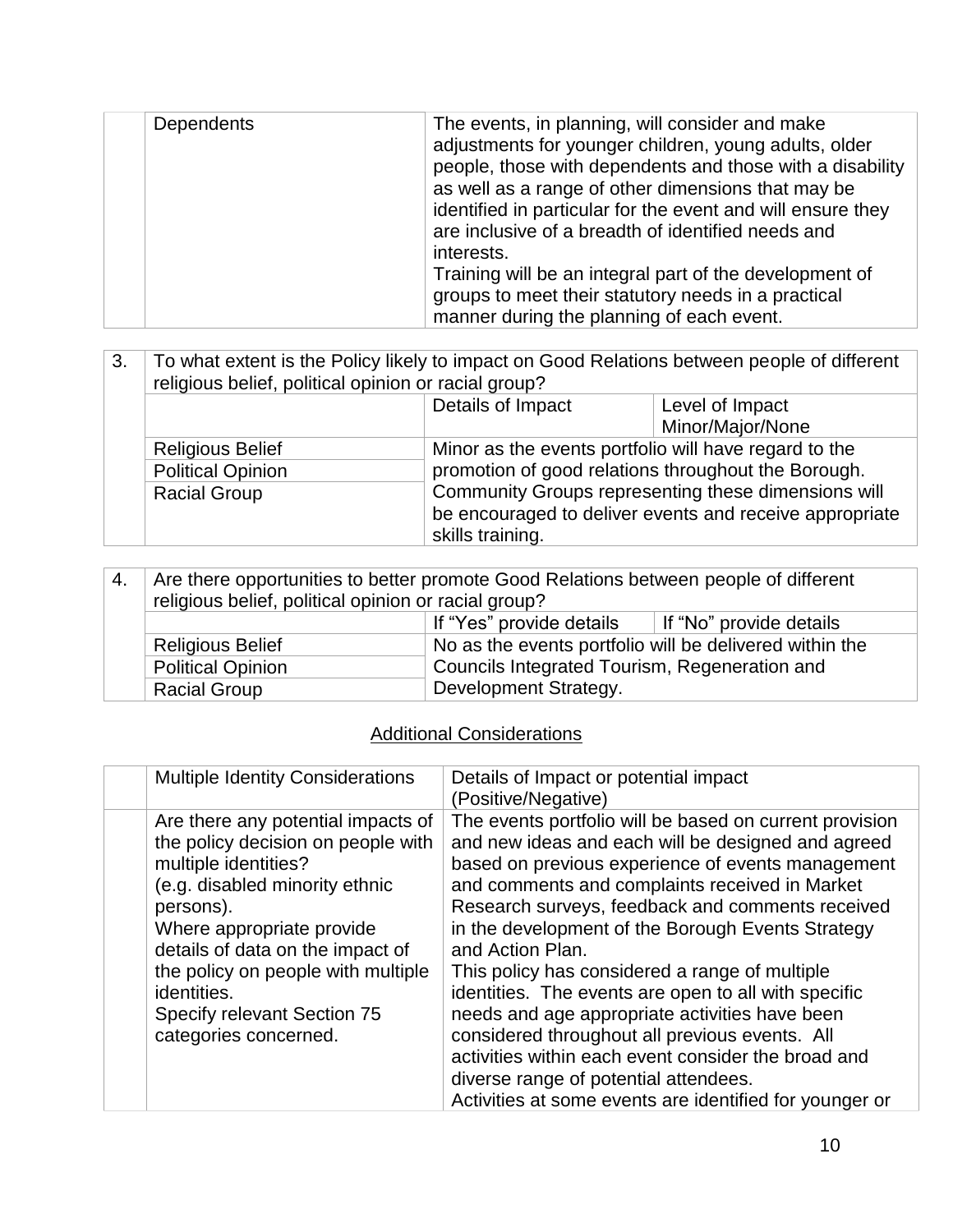| | Dependents | The events, in planning, will consider and make adjustments for younger children, young adults, older people, those with dependents and those with a disability as well as a range of other dimensions that may be identified in particular for the event and will ensure they are inclusive of a breadth of identified needs and interests.<br>Training will be an integral part of the development of groups to meet their statutory needs in a practical manner during the planning of each event. |
|---|---|---|

| 3. | To what extent is the Policy likely to impact on Good Relations between people of different religious belief, political opinion or racial group? | | |
|---|---|---|---|
| | | Details of Impact | Level of Impact Minor/Major/None |
| | Religious Belief | Minor as the events portfolio will have regard to the promotion of good relations throughout the Borough. Community Groups representing these dimensions will be encouraged to deliver events and receive appropriate skills training. | |
| | Political Opinion | | |
| | Racial Group | | |

| 4. | Are there opportunities to better promote Good Relations between people of different religious belief, political opinion or racial group? | | |
|---|---|---|---|
| | | If "Yes" provide details | If "No" provide details |
| | Religious Belief | No as the events portfolio will be delivered within the Councils Integrated Tourism, Regeneration and Development Strategy. | |
| | Political Opinion | | |
| | Racial Group | | |

## Additional Considerations

| | Multiple Identity Considerations | Details of Impact or potential impact (Positive/Negative) |
|---|---|---|
| | Are there any potential impacts of the policy decision on people with multiple identities?<br>(e.g. disabled minority ethnic persons).<br>Where appropriate provide details of data on the impact of the policy on people with multiple identities.<br>Specify relevant Section 75 categories concerned. | The events portfolio will be based on current provision and new ideas and each will be designed and agreed based on previous experience of events management and comments and complaints received in Market Research surveys, feedback and comments received in the development of the Borough Events Strategy and Action Plan.<br>This policy has considered a range of multiple identities. The events are open to all with specific needs and age appropriate activities have been considered throughout all previous events. All activities within each event consider the broad and diverse range of potential attendees.<br>Activities at some events are identified for younger or |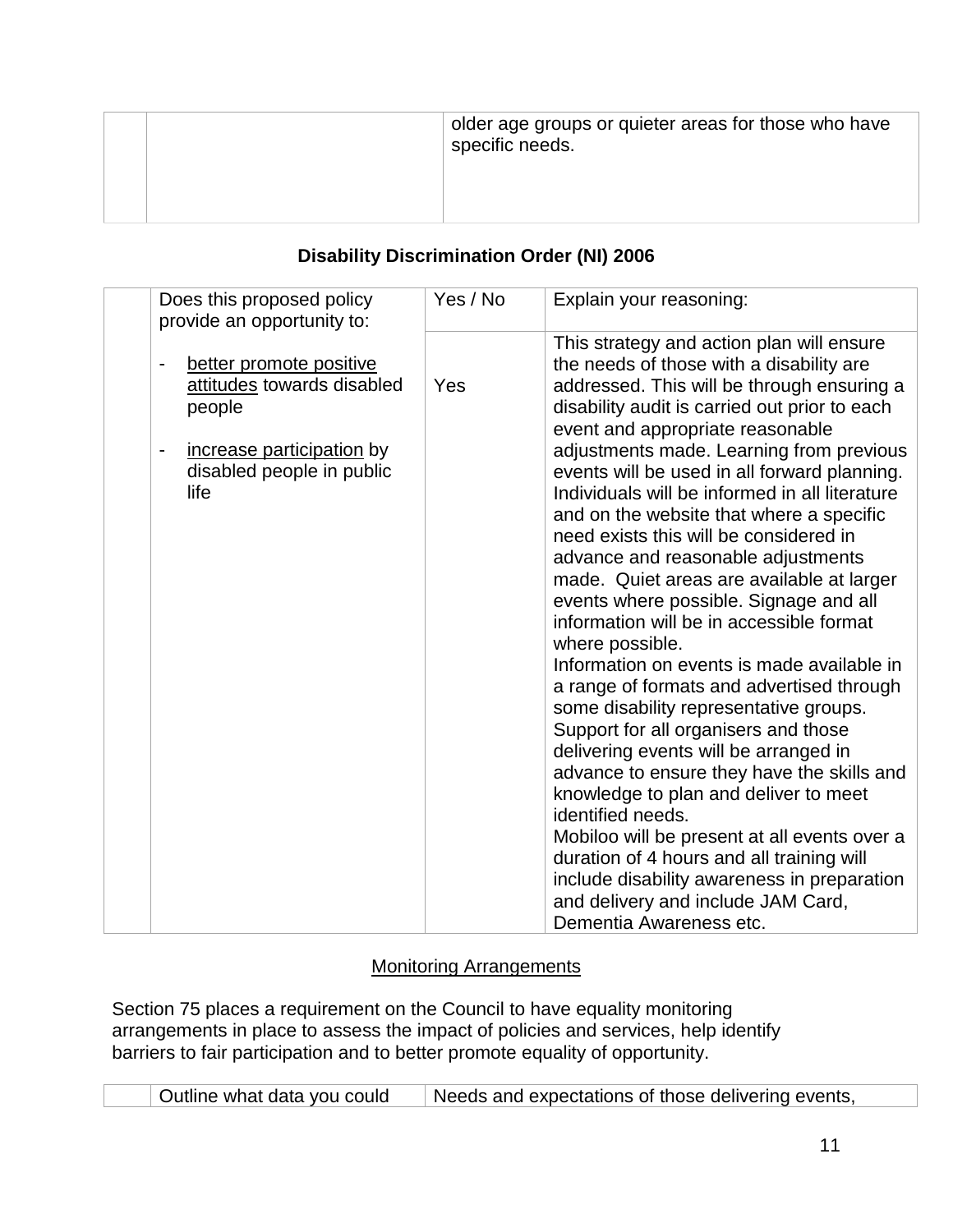| | | older age groups or quieter areas for those who have specific needs. |
|---|---|---|

**Disability Discrimination Order (NI) 2006**

| | Does this proposed policy provide an opportunity to:<br><br>- better promote positive attitudes towards disabled people<br><br>- increase participation by disabled people in public life | Yes / No | Explain your reasoning: |
|---|---|---|---|
| | | Yes | This strategy and action plan will ensure the needs of those with a disability are addressed. This will be through ensuring a disability audit is carried out prior to each event and appropriate reasonable adjustments made. Learning from previous events will be used in all forward planning. Individuals will be informed in all literature and on the website that where a specific need exists this will be considered in advance and reasonable adjustments made. Quiet areas are available at larger events where possible. Signage and all information will be in accessible format where possible.<br>Information on events is made available in a range of formats and advertised through some disability representative groups.<br>Support for all organisers and those delivering events will be arranged in advance to ensure they have the skills and knowledge to plan and deliver to meet identified needs.<br>Mobiloo will be present at all events over a duration of 4 hours and all training will include disability awareness in preparation and delivery and include JAM Card, Dementia Awareness etc. |

Monitoring Arrangements

Section 75 places a requirement on the Council to have equality monitoring arrangements in place to assess the impact of policies and services, help identify barriers to fair participation and to better promote equality of opportunity.

| | Outline what data you could | Needs and expectations of those delivering events, |
|---|---|---|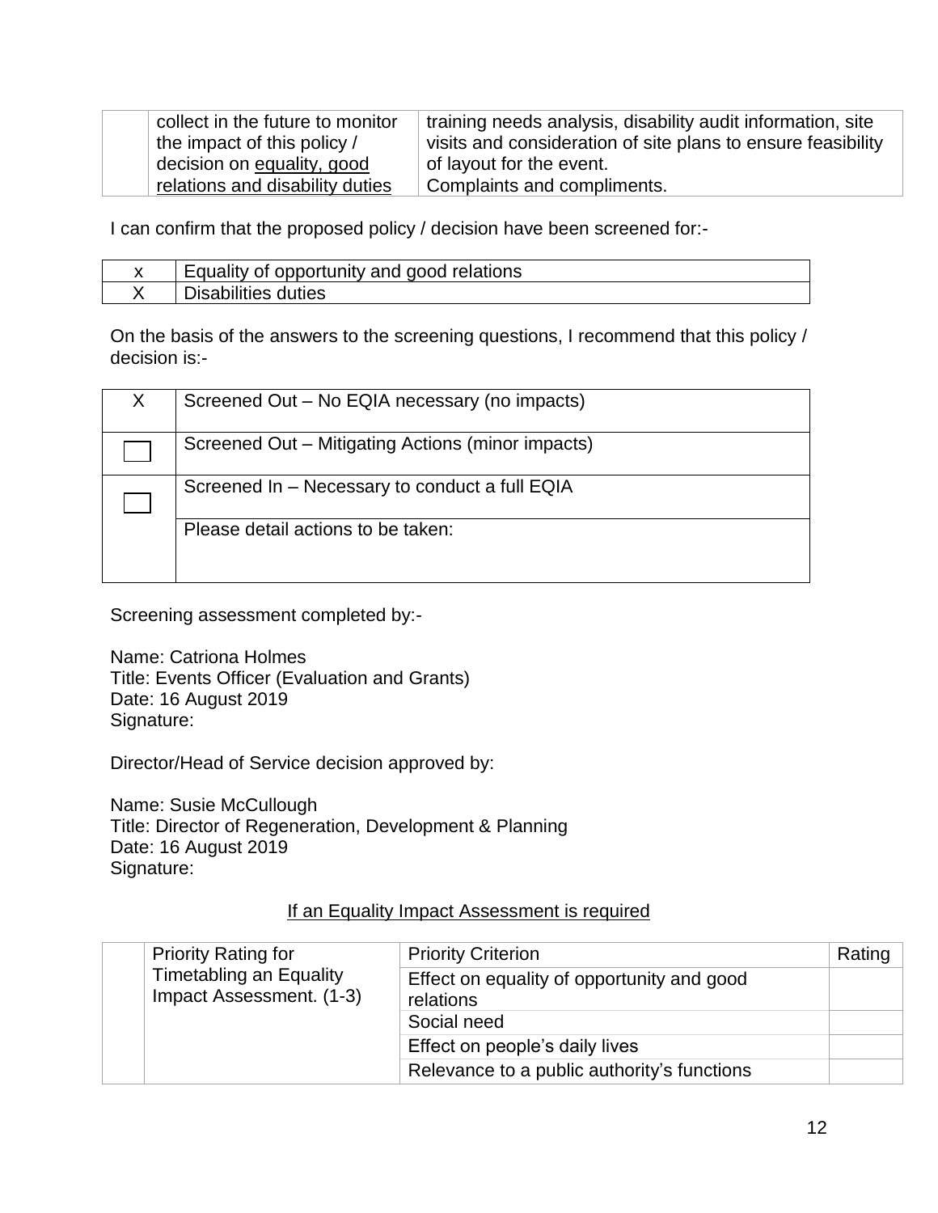| | collect in the future to monitor the impact of this policy / decision on equality, good relations and disability duties | training needs analysis, disability audit information, site visits and consideration of site plans to ensure feasibility of layout for the event. Complaints and compliments. |
|---|---|---|

I can confirm that the proposed policy / decision have been screened for:-

| | |
|---|---|
| x | Equality of opportunity and good relations |
| X | Disabilities duties |

On the basis of the answers to the screening questions, I recommend that this policy / decision is:-

| | |
|---|---|
| X | Screened Out – No EQIA necessary (no impacts) |
| ☐ | Screened Out – Mitigating Actions (minor impacts) |
| ☐ | Screened In – Necessary to conduct a full EQIA |
| | Please detail actions to be taken: |

Screening assessment completed by:-

Name: Catriona Holmes
Title: Events Officer (Evaluation and Grants)
Date: 16 August 2019
Signature:

Director/Head of Service decision approved by:

Name: Susie McCullough
Title: Director of Regeneration, Development & Planning
Date: 16 August 2019
Signature:

If an Equality Impact Assessment is required

| | Priority Rating for Timetabling an Equality Impact Assessment. (1-3) | Priority Criterion | Rating |
|---|---|---|---|
| | | Effect on equality of opportunity and good relations | |
| | | Social need | |
| | | Effect on people's daily lives | |
| | | Relevance to a public authority's functions | |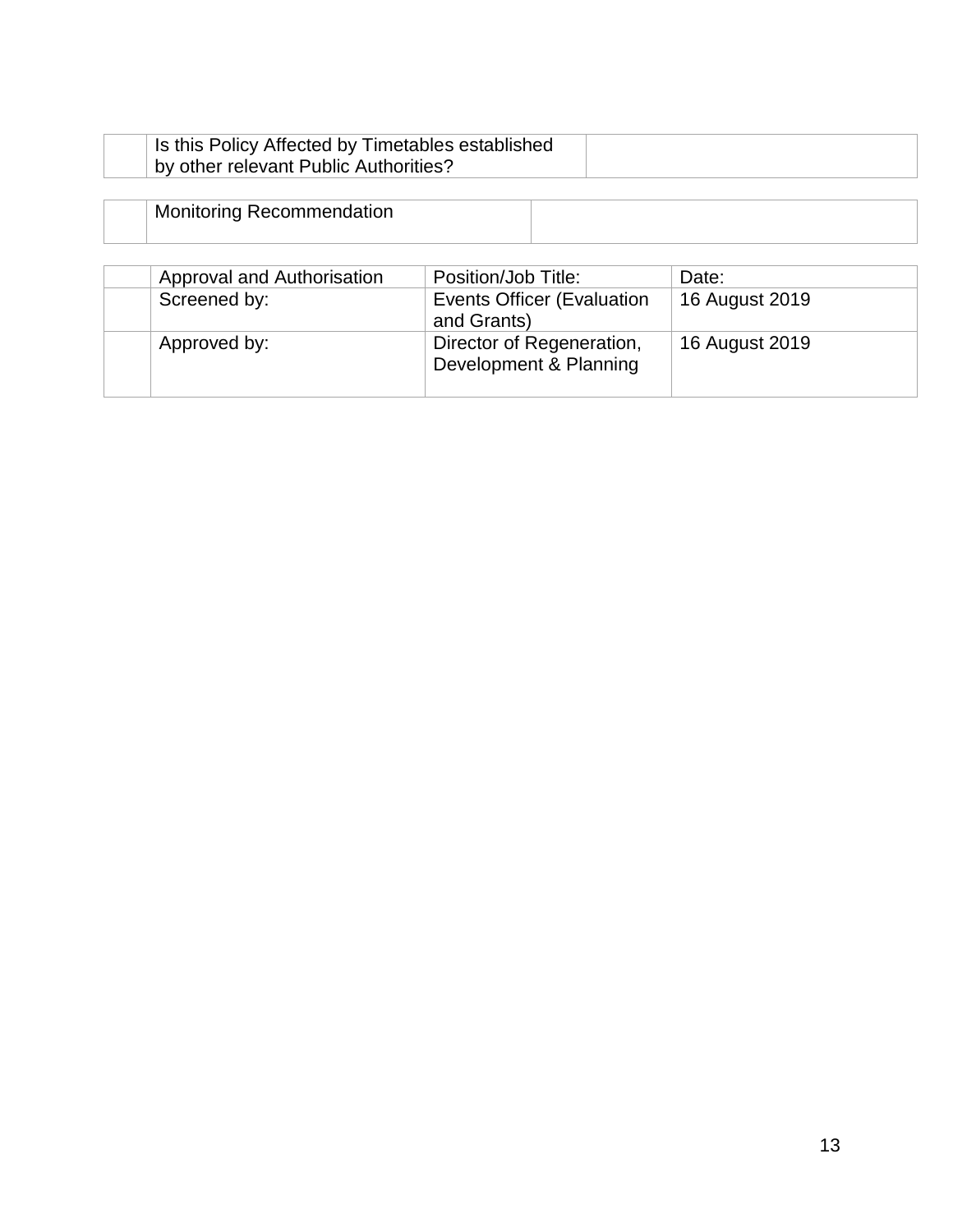| | | |
|---|---|---|
| | Is this Policy Affected by Timetables established by other relevant Public Authorities? | |

| | | |
|---|---|---|
| | Monitoring Recommendation | |

| | Approval and Authorisation | Position/Job Title: | Date: |
|---|---|---|---|
| | Screened by: | Events Officer (Evaluation and Grants) | 16 August 2019 |
| | Approved by: | Director of Regeneration, Development & Planning | 16 August 2019 |